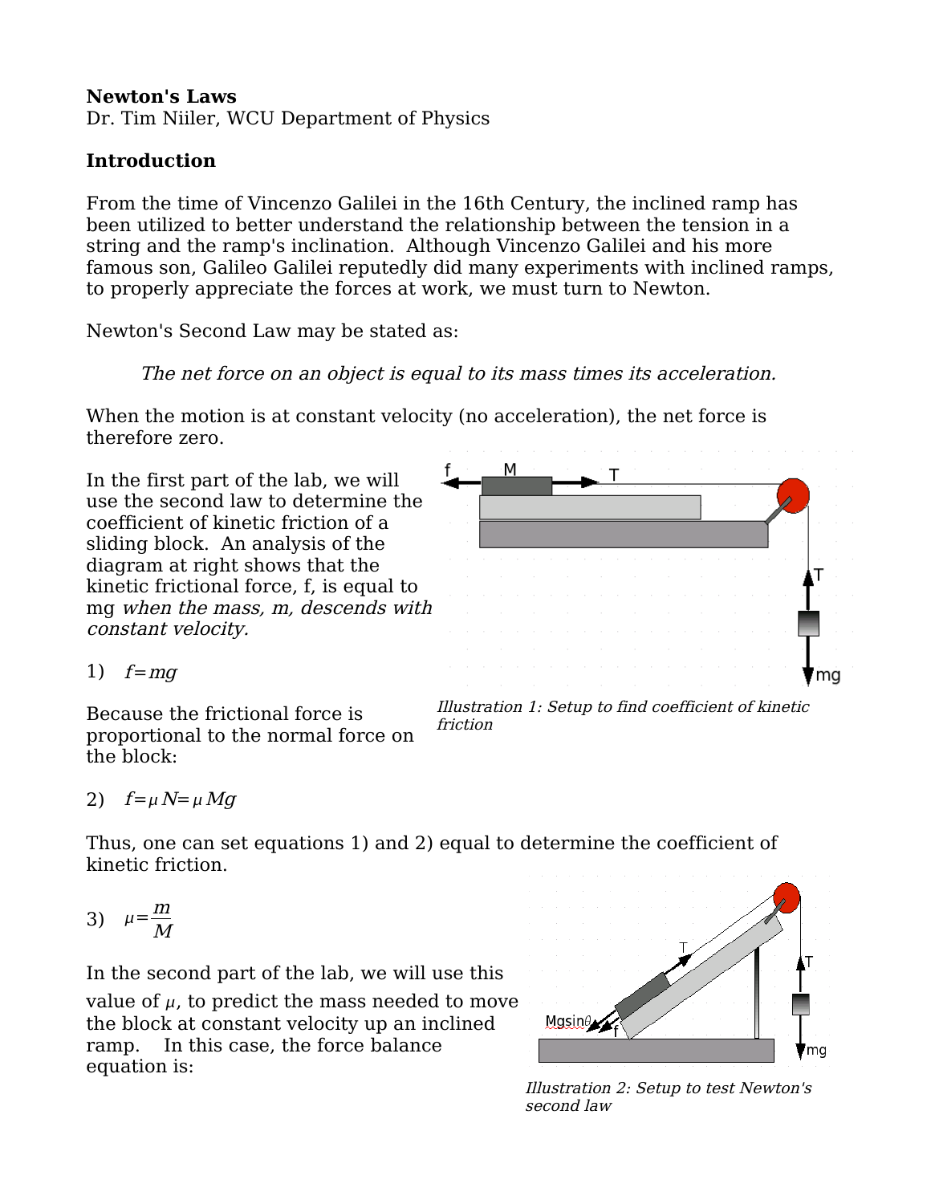**Newton's Laws**
Dr. Tim Niiler, WCU Department of Physics

**Introduction**

From the time of Vincenzo Galilei in the 16th Century, the inclined ramp has been utilized to better understand the relationship between the tension in a string and the ramp's inclination. Although Vincenzo Galilei and his more famous son, Galileo Galilei reputedly did many experiments with inclined ramps, to properly appreciate the forces at work, we must turn to Newton.

Newton's Second Law may be stated as:

> *The net force on an object is equal to its mass times its acceleration.*

When the motion is at constant velocity (no acceleration), the net force is therefore zero.

In the first part of the lab, we will use the second law to determine the coefficient of kinetic friction of a sliding block. An analysis of the diagram at right shows that the kinetic frictional force, f, is equal to mg *when the mass, m, descends with constant velocity.*

*Illustration 1: Setup to find coefficient of kinetic friction*

1) $f = mg$

Because the frictional force is proportional to the normal force on the block:

2) $f = \mu N = \mu Mg$

Thus, one can set equations 1) and 2) equal to determine the coefficient of kinetic friction.

3) $\mu = \frac{m}{M}$

In the second part of the lab, we will use this value of $\mu$, to predict the mass needed to move the block at constant velocity up an inclined ramp. In this case, the force balance equation is:

*Illustration 2: Setup to test Newton's second law*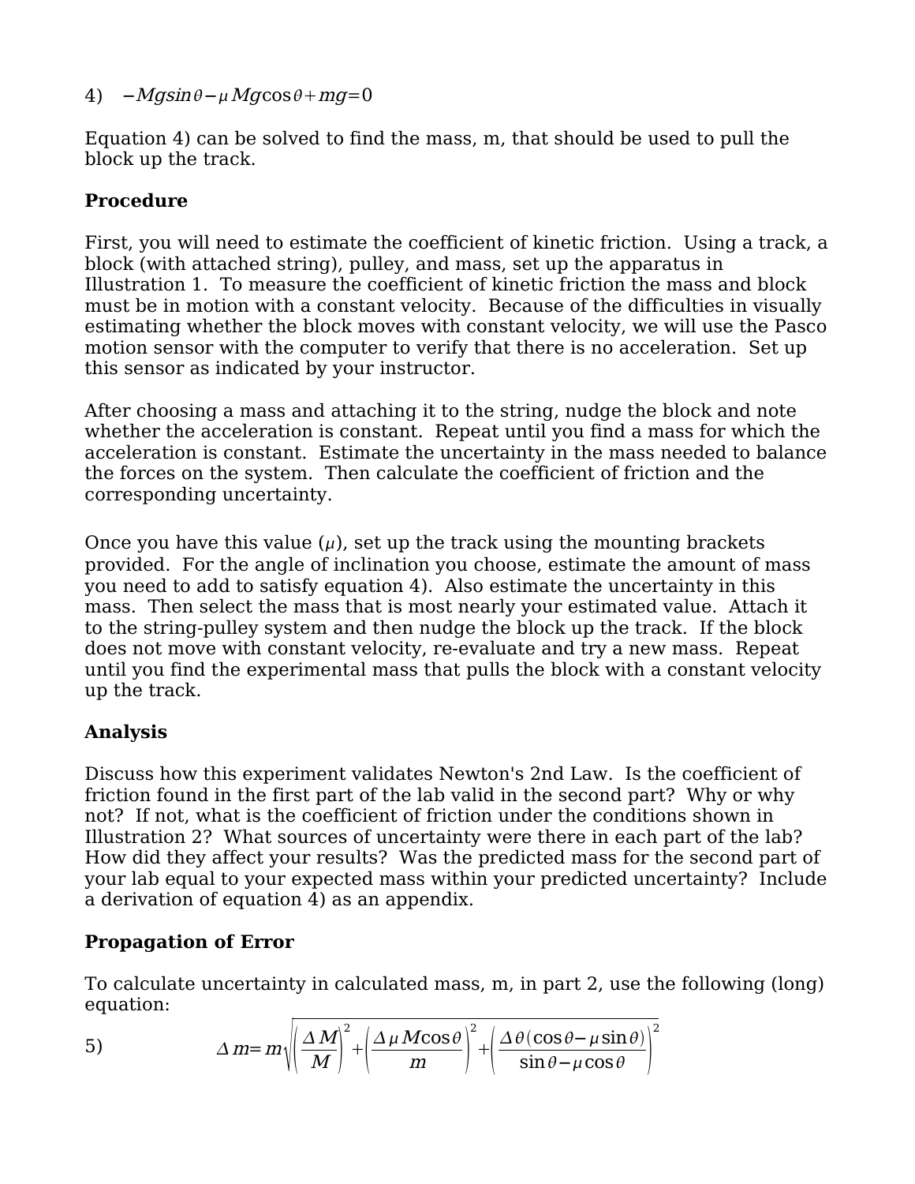4) $-Mg\sin\theta - \mu Mg\cos\theta + mg = 0$

Equation 4) can be solved to find the mass, m, that should be used to pull the block up the track.

**Procedure**

First, you will need to estimate the coefficient of kinetic friction. Using a track, a block (with attached string), pulley, and mass, set up the apparatus in Illustration 1. To measure the coefficient of kinetic friction the mass and block must be in motion with a constant velocity. Because of the difficulties in visually estimating whether the block moves with constant velocity, we will use the Pasco motion sensor with the computer to verify that there is no acceleration. Set up this sensor as indicated by your instructor.

After choosing a mass and attaching it to the string, nudge the block and note whether the acceleration is constant. Repeat until you find a mass for which the acceleration is constant. Estimate the uncertainty in the mass needed to balance the forces on the system. Then calculate the coefficient of friction and the corresponding uncertainty.

Once you have this value ($\mu$), set up the track using the mounting brackets provided. For the angle of inclination you choose, estimate the amount of mass you need to add to satisfy equation 4). Also estimate the uncertainty in this mass. Then select the mass that is most nearly your estimated value. Attach it to the string-pulley system and then nudge the block up the track. If the block does not move with constant velocity, re-evaluate and try a new mass. Repeat until you find the experimental mass that pulls the block with a constant velocity up the track.

**Analysis**

Discuss how this experiment validates Newton's 2nd Law. Is the coefficient of friction found in the first part of the lab valid in the second part? Why or why not? If not, what is the coefficient of friction under the conditions shown in Illustration 2? What sources of uncertainty were there in each part of the lab? How did they affect your results? Was the predicted mass for the second part of your lab equal to your expected mass within your predicted uncertainty? Include a derivation of equation 4) as an appendix.

**Propagation of Error**

To calculate uncertainty in calculated mass, m, in part 2, use the following (long) equation:

5)
$$\Delta m = m\sqrt{\left(\frac{\Delta M}{M}\right)^2 + \left(\frac{\Delta \mu M\cos\theta}{m}\right)^2 + \left(\frac{\Delta\theta(\cos\theta - \mu\sin\theta)}{\sin\theta - \mu\cos\theta}\right)^2}$$